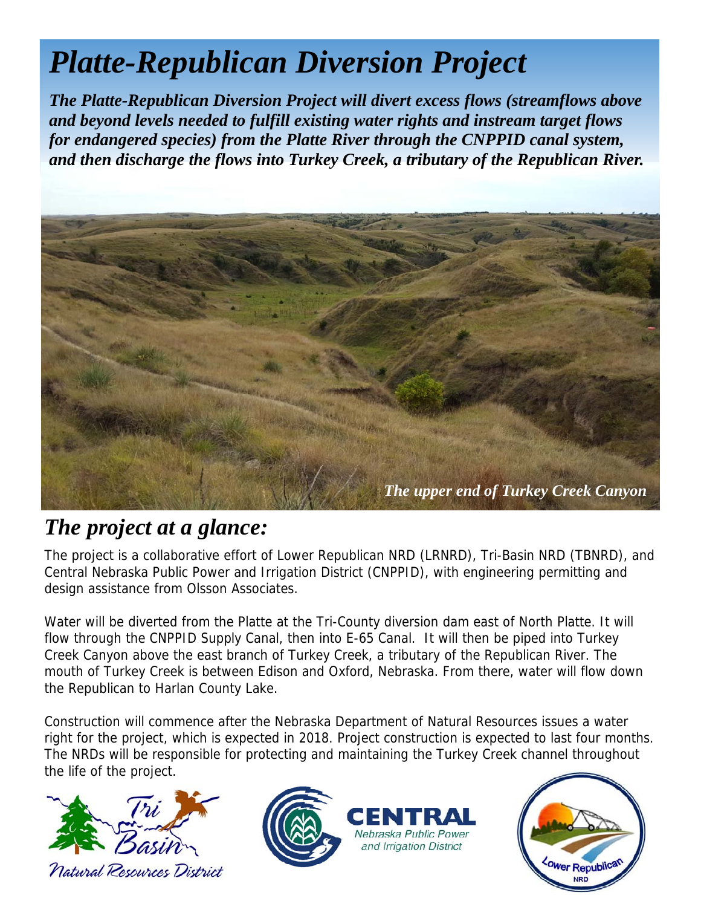# *Platte-Republican Diversion Project*

***The Platte-Republican Diversion Project will divert excess flows (streamflows above and beyond levels needed to fulfill existing water rights and instream target flows for endangered species) from the Platte River through the CNPPID canal system, and then discharge the flows into Turkey Creek, a tributary of the Republican River.***

*The upper end of Turkey Creek Canyon*

## *The project at a glance:*

The project is a collaborative effort of Lower Republican NRD (LRNRD), Tri-Basin NRD (TBNRD), and Central Nebraska Public Power and Irrigation District (CNPPID), with engineering permitting and design assistance from Olsson Associates.

Water will be diverted from the Platte at the Tri-County diversion dam east of North Platte. It will flow through the CNPPID Supply Canal, then into E-65 Canal. It will then be piped into Turkey Creek Canyon above the east branch of Turkey Creek, a tributary of the Republican River. The mouth of Turkey Creek is between Edison and Oxford, Nebraska. From there, water will flow down the Republican to Harlan County Lake.

Construction will commence after the Nebraska Department of Natural Resources issues a water right for the project, which is expected in 2018. Project construction is expected to last four months. The NRDs will be responsible for protecting and maintaining the Turkey Creek channel throughout the life of the project.

Tri Basin Natural Resources District

CENTRAL Nebraska Public Power and Irrigation District

Lower Republican NRD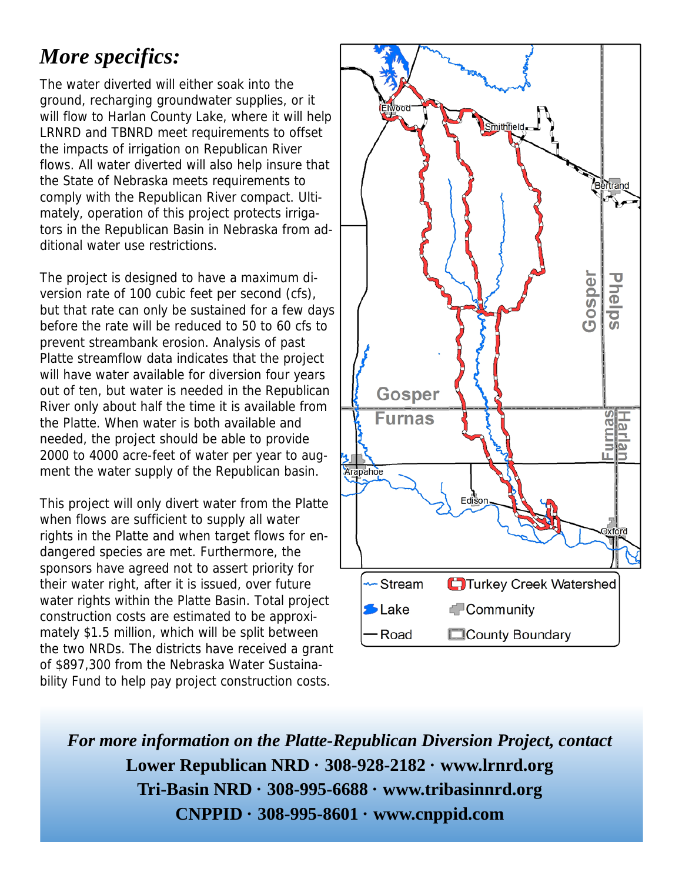## *More specifics:*

The water diverted will either soak into the ground, recharging groundwater supplies, or it will flow to Harlan County Lake, where it will help LRNRD and TBNRD meet requirements to offset the impacts of irrigation on Republican River flows. All water diverted will also help insure that the State of Nebraska meets requirements to comply with the Republican River compact. Ultimately, operation of this project protects irrigators in the Republican Basin in Nebraska from additional water use restrictions.

The project is designed to have a maximum diversion rate of 100 cubic feet per second (cfs), but that rate can only be sustained for a few days before the rate will be reduced to 50 to 60 cfs to prevent streambank erosion. Analysis of past Platte streamflow data indicates that the project will have water available for diversion four years out of ten, but water is needed in the Republican River only about half the time it is available from the Platte. When water is both available and needed, the project should be able to provide 2000 to 4000 acre-feet of water per year to augment the water supply of the Republican basin.

This project will only divert water from the Platte when flows are sufficient to supply all water rights in the Platte and when target flows for endangered species are met. Furthermore, the sponsors have agreed not to assert priority for their water right, after it is issued, over future water rights within the Platte Basin. Total project construction costs are estimated to be approximately $1.5 million, which will be split between the two NRDs. The districts have received a grant of $897,300 from the Nebraska Water Sustainability Fund to help pay project construction costs.

Elwood
Smithfield
Bertrand
Gosper
Phelps
Gosper
Furnas
Furnas
Harlan
Arapahoe
Edison
Oxford

Stream
Lake
Road
Turkey Creek Watershed
Community
County Boundary

***For more information on the Platte-Republican Diversion Project, contact***

**Lower Republican NRD · 308-928-2182 · www.lrnrd.org**

**Tri-Basin NRD · 308-995-6688 · www.tribasinnrd.org**

**CNPPID · 308-995-8601 · www.cnppid.com**